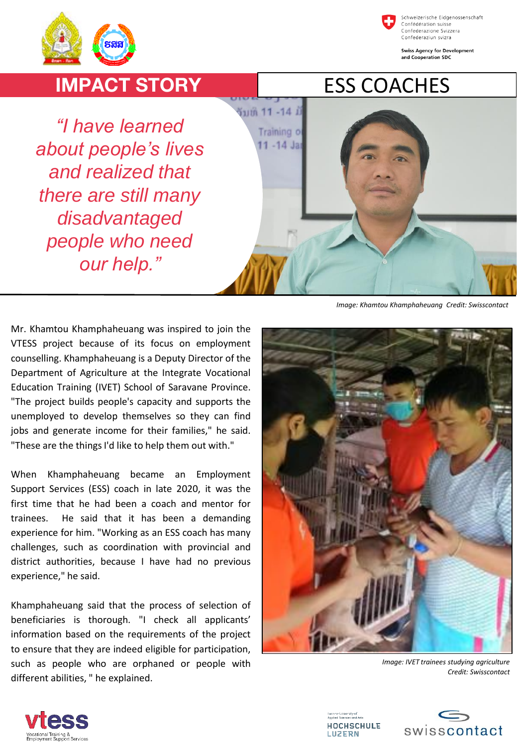# IMPACT STORY

# ESS COACHES

*“I have learned about people’s lives and realized that there are still many disadvantaged people who need our help.”*

*Image: Khamtou Khamphaheuang Credit: Swisscontact*

Mr. Khamtou Khamphaheuang was inspired to join the VTESS project because of its focus on employment counselling. Khamphaheuang is a Deputy Director of the Department of Agriculture at the Integrate Vocational Education Training (IVET) School of Saravane Province. "The project builds people's capacity and supports the unemployed to develop themselves so they can find jobs and generate income for their families," he said. "These are the things I'd like to help them out with."

When Khamphaheuang became an Employment Support Services (ESS) coach in late 2020, it was the first time that he had been a coach and mentor for trainees. He said that it has been a demanding experience for him. "Working as an ESS coach has many challenges, such as coordination with provincial and district authorities, because I have had no previous experience," he said.

Khamphaheuang said that the process of selection of beneficiaries is thorough. "I check all applicants’ information based on the requirements of the project to ensure that they are indeed eligible for participation, such as people who are orphaned or people with different abilities, " he explained.

*Image: IVET trainees studying agriculture*
*Credit: Swisscontact*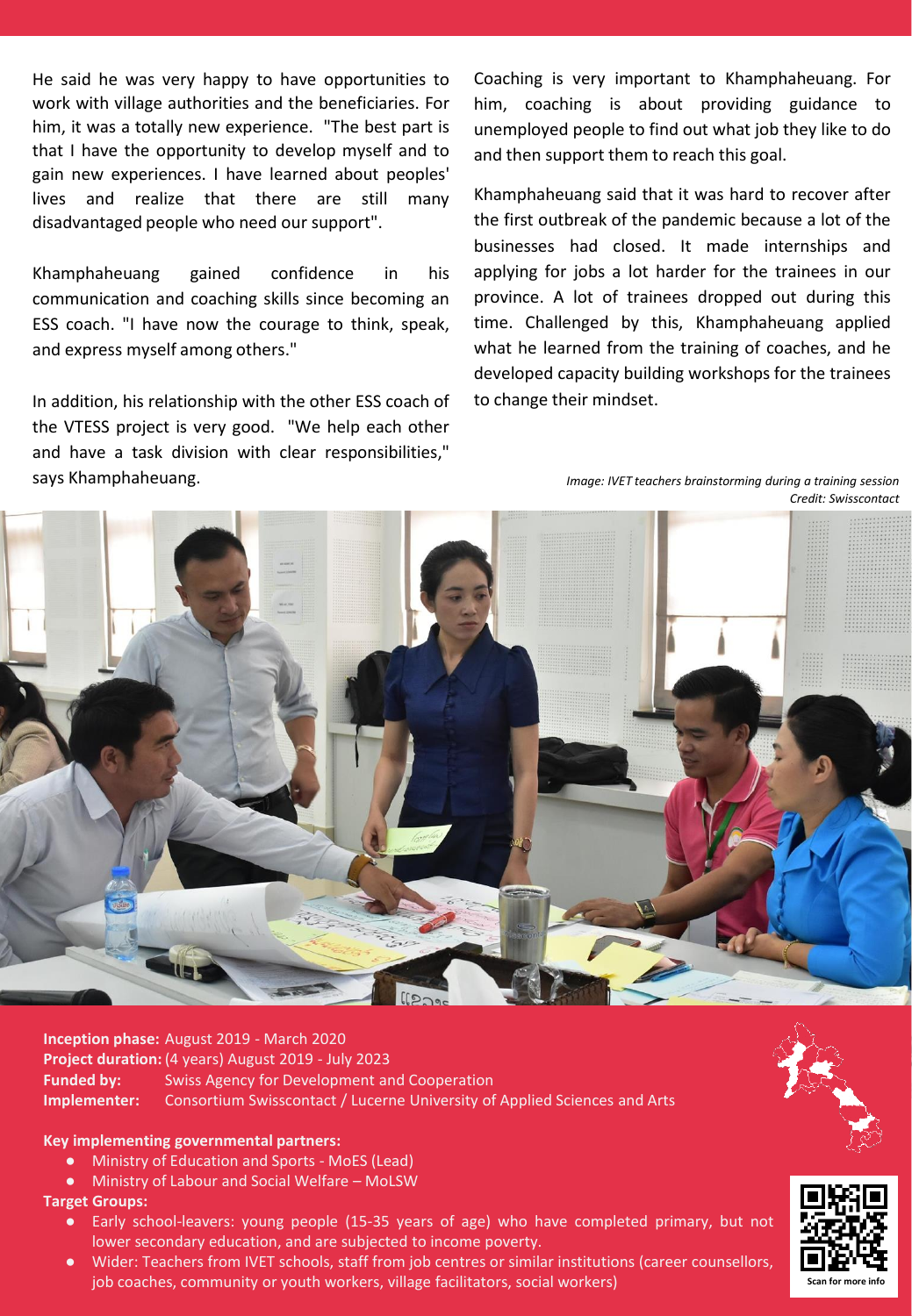He said he was very happy to have opportunities to work with village authorities and the beneficiaries. For him, it was a totally new experience. "The best part is that I have the opportunity to develop myself and to gain new experiences. I have learned about peoples' lives and realize that there are still many disadvantaged people who need our support".

Khamphaheuang gained confidence in his communication and coaching skills since becoming an ESS coach. "I have now the courage to think, speak, and express myself among others."

In addition, his relationship with the other ESS coach of the VTESS project is very good. "We help each other and have a task division with clear responsibilities," says Khamphaheuang.

Coaching is very important to Khamphaheuang. For him, coaching is about providing guidance to unemployed people to find out what job they like to do and then support them to reach this goal.

Khamphaheuang said that it was hard to recover after the first outbreak of the pandemic because a lot of the businesses had closed. It made internships and applying for jobs a lot harder for the trainees in our province. A lot of trainees dropped out during this time. Challenged by this, Khamphaheuang applied what he learned from the training of coaches, and he developed capacity building workshops for the trainees to change their mindset.

*Image: IVET teachers brainstorming during a training session*
*Credit: Swisscontact*

**Inception phase:** August 2019 - March 2020
**Project duration:** (4 years) August 2019 - July 2023
**Funded by:** Swiss Agency for Development and Cooperation
**Implementer:** Consortium Swisscontact / Lucerne University of Applied Sciences and Arts

**Key implementing governmental partners:**

- Ministry of Education and Sports - MoES (Lead)
- Ministry of Labour and Social Welfare – MoLSW

**Target Groups:**

- Early school-leavers: young people (15-35 years of age) who have completed primary, but not lower secondary education, and are subjected to income poverty.
- Wider: Teachers from IVET schools, staff from job centres or similar institutions (career counsellors, job coaches, community or youth workers, village facilitators, social workers)

Scan for more info